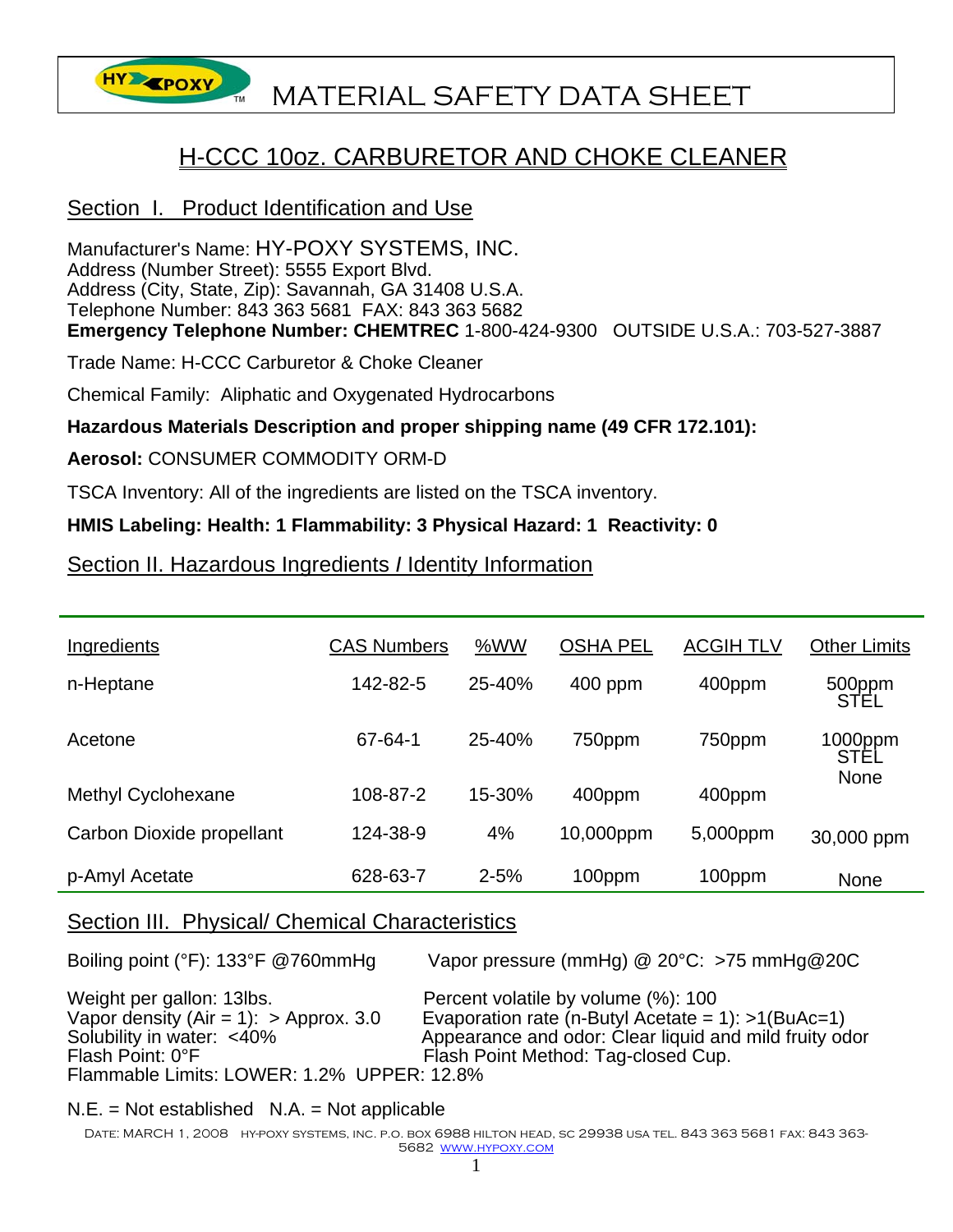# MATERIAL SAFETY DATA SHEET

## H-CCC 10oz. CARBURETOR AND CHOKE CLEANER

## Section I. Product Identification and Use

Manufacturer's Name: HY-POXY SYSTEMS, INC.
Address (Number Street): 5555 Export Blvd.
Address (City, State, Zip): Savannah, GA 31408 U.S.A.
Telephone Number: 843 363 5681 FAX: 843 363 5682
**Emergency Telephone Number: CHEMTREC** 1-800-424-9300 OUTSIDE U.S.A.: 703-527-3887

Trade Name: H-CCC Carburetor & Choke Cleaner

Chemical Family: Aliphatic and Oxygenated Hydrocarbons

**Hazardous Materials Description and proper shipping name (49 CFR 172.101):**

**Aerosol:** CONSUMER COMMODITY ORM-D

TSCA Inventory: All of the ingredients are listed on the TSCA inventory.

**HMIS Labeling: Health: 1 Flammability: 3 Physical Hazard: 1 Reactivity: 0**

## Section II. Hazardous Ingredients / Identity Information

| Ingredients | CAS Numbers | %WW | OSHA PEL | ACGIH TLV | Other Limits |
|---|---|---|---|---|---|
| n-Heptane | 142-82-5 | 25-40% | 400 ppm | 400ppm | 500ppm STEL |
| Acetone | 67-64-1 | 25-40% | 750ppm | 750ppm | 1000ppm STEL |
| Methyl Cyclohexane | 108-87-2 | 15-30% | 400ppm | 400ppm | None |
| Carbon Dioxide propellant | 124-38-9 | 4% | 10,000ppm | 5,000ppm | 30,000 ppm |
| p-Amyl Acetate | 628-63-7 | 2-5% | 100ppm | 100ppm | None |

## Section III. Physical/ Chemical Characteristics

Boiling point (°F): 133°F @760mmHg

Vapor pressure (mmHg) @ 20°C: >75 mmHg@20C

Weight per gallon: 13lbs.

Percent volatile by volume (%): 100

Vapor density (Air = 1): > Approx. 3.0

Evaporation rate (n-Butyl Acetate = 1): >1(BuAc=1)

Solubility in water: <40%

Appearance and odor: Clear liquid and mild fruity odor

Flash Point: 0°F

Flash Point Method: Tag-closed Cup.

Flammable Limits: LOWER: 1.2% UPPER: 12.8%

N.E. = Not established N.A. = Not applicable

Date: MARCH 1, 2008 HY-POXY SYSTEMS, INC. P.O. BOX 6988 HILTON HEAD, SC 29938 USA TEL. 843 363 5681 FAX: 843 363-5682 www.hypoxy.com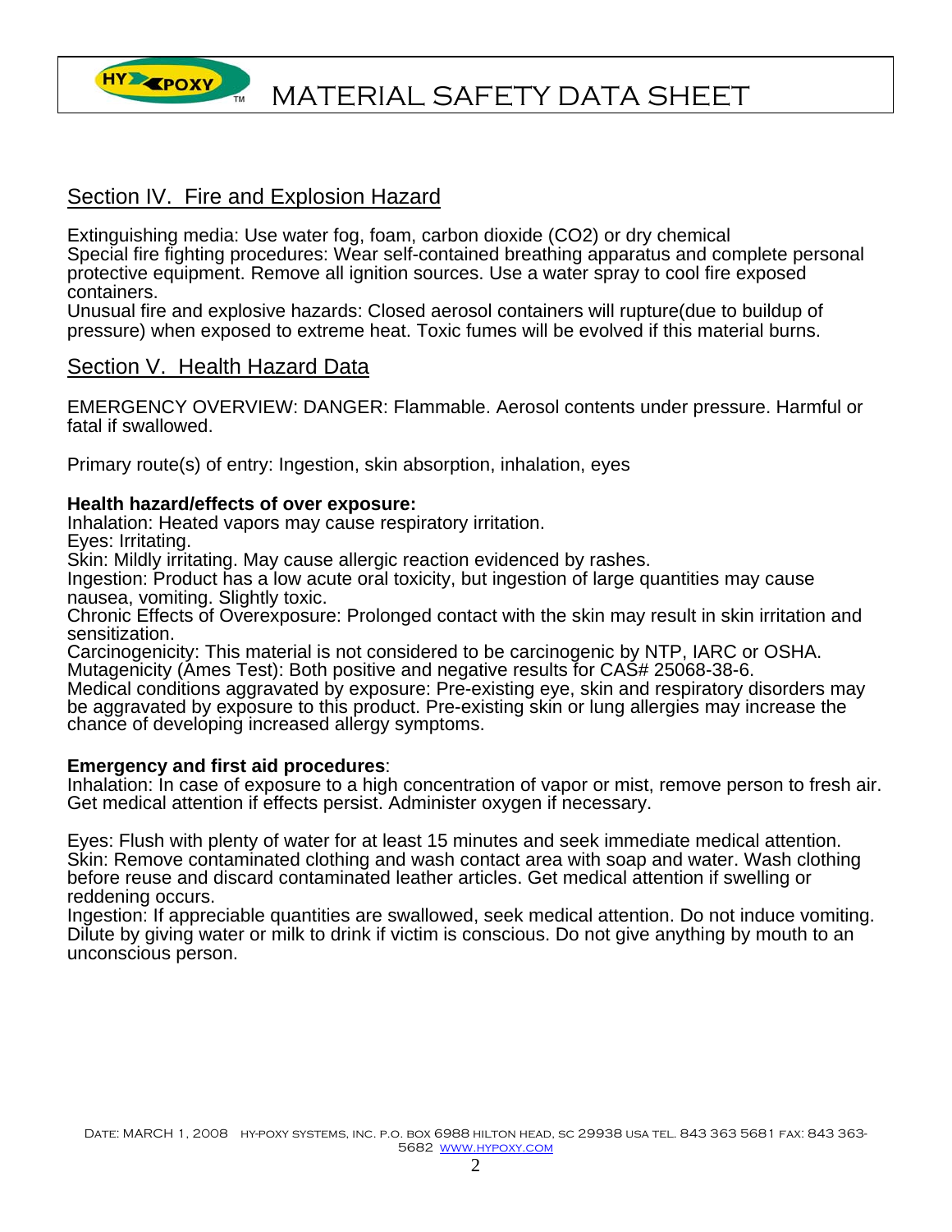## Section IV. Fire and Explosion Hazard

Extinguishing media: Use water fog, foam, carbon dioxide ($CO_2$) or dry chemical
Special fire fighting procedures: Wear self-contained breathing apparatus and complete personal protective equipment. Remove all ignition sources. Use a water spray to cool fire exposed containers.
Unusual fire and explosive hazards: Closed aerosol containers will rupture(due to buildup of pressure) when exposed to extreme heat. Toxic fumes will be evolved if this material burns.

## Section V. Health Hazard Data

EMERGENCY OVERVIEW: DANGER: Flammable. Aerosol contents under pressure. Harmful or fatal if swallowed.

Primary route(s) of entry: Ingestion, skin absorption, inhalation, eyes

**Health hazard/effects of over exposure:**
Inhalation: Heated vapors may cause respiratory irritation.
Eyes: Irritating.
Skin: Mildly irritating. May cause allergic reaction evidenced by rashes.
Ingestion: Product has a low acute oral toxicity, but ingestion of large quantities may cause nausea, vomiting. Slightly toxic.
Chronic Effects of Overexposure: Prolonged contact with the skin may result in skin irritation and sensitization.
Carcinogenicity: This material is not considered to be carcinogenic by NTP, IARC or OSHA.
Mutagenicity (Ames Test): Both positive and negative results for CAS# 25068-38-6.
Medical conditions aggravated by exposure: Pre-existing eye, skin and respiratory disorders may be aggravated by exposure to this product. Pre-existing skin or lung allergies may increase the chance of developing increased allergy symptoms.

**Emergency and first aid procedures**:
Inhalation: In case of exposure to a high concentration of vapor or mist, remove person to fresh air. Get medical attention if effects persist. Administer oxygen if necessary.

Eyes: Flush with plenty of water for at least 15 minutes and seek immediate medical attention.
Skin: Remove contaminated clothing and wash contact area with soap and water. Wash clothing before reuse and discard contaminated leather articles. Get medical attention if swelling or reddening occurs.
Ingestion: If appreciable quantities are swallowed, seek medical attention. Do not induce vomiting. Dilute by giving water or milk to drink if victim is conscious. Do not give anything by mouth to an unconscious person.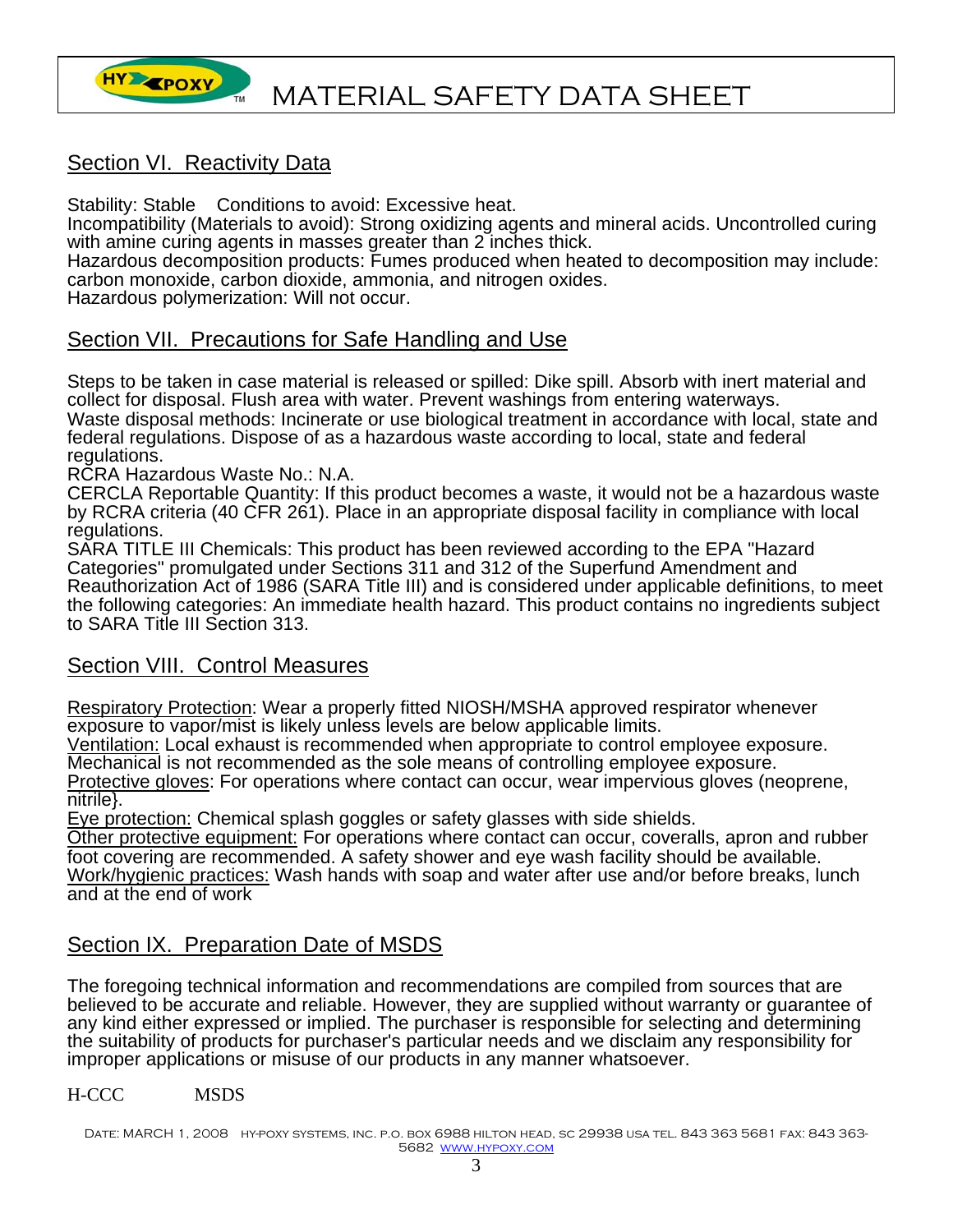## Section VI. Reactivity Data

Stability: Stable  Conditions to avoid: Excessive heat.
Incompatibility (Materials to avoid): Strong oxidizing agents and mineral acids. Uncontrolled curing with amine curing agents in masses greater than 2 inches thick.
Hazardous decomposition products: Fumes produced when heated to decomposition may include: carbon monoxide, carbon dioxide, ammonia, and nitrogen oxides.
Hazardous polymerization: Will not occur.

## Section VII. Precautions for Safe Handling and Use

Steps to be taken in case material is released or spilled: Dike spill. Absorb with inert material and collect for disposal. Flush area with water. Prevent washings from entering waterways.
Waste disposal methods: Incinerate or use biological treatment in accordance with local, state and federal regulations. Dispose of as a hazardous waste according to local, state and federal regulations.
RCRA Hazardous Waste No.: N.A.
CERCLA Reportable Quantity: If this product becomes a waste, it would not be a hazardous waste by RCRA criteria (40 CFR 261). Place in an appropriate disposal facility in compliance with local regulations.
SARA TITLE III Chemicals: This product has been reviewed according to the EPA "Hazard Categories" promulgated under Sections 311 and 312 of the Superfund Amendment and Reauthorization Act of 1986 (SARA Title III) and is considered under applicable definitions, to meet the following categories: An immediate health hazard. This product contains no ingredients subject to SARA Title III Section 313.

## Section VIII. Control Measures

Respiratory Protection: Wear a properly fitted NIOSH/MSHA approved respirator whenever exposure to vapor/mist is likely unless levels are below applicable limits.
Ventilation: Local exhaust is recommended when appropriate to control employee exposure. Mechanical is not recommended as the sole means of controlling employee exposure.
Protective gloves: For operations where contact can occur, wear impervious gloves (neoprene, nitrile}.
Eye protection: Chemical splash goggles or safety glasses with side shields.
Other protective equipment: For operations where contact can occur, coveralls, apron and rubber foot covering are recommended. A safety shower and eye wash facility should be available.
Work/hygienic practices: Wash hands with soap and water after use and/or before breaks, lunch and at the end of work

## Section IX. Preparation Date of MSDS

The foregoing technical information and recommendations are compiled from sources that are believed to be accurate and reliable. However, they are supplied without warranty or guarantee of any kind either expressed or implied. The purchaser is responsible for selecting and determining the suitability of products for purchaser's particular needs and we disclaim any responsibility for improper applications or misuse of our products in any manner whatsoever.

H-CCC MSDS

Date: MARCH 1, 2008 HY-POXY SYSTEMS, INC. P.O. BOX 6988 HILTON HEAD, SC 29938 USA TEL. 843 363 5681 FAX: 843 363-5682 WWW.HYPOXY.COM